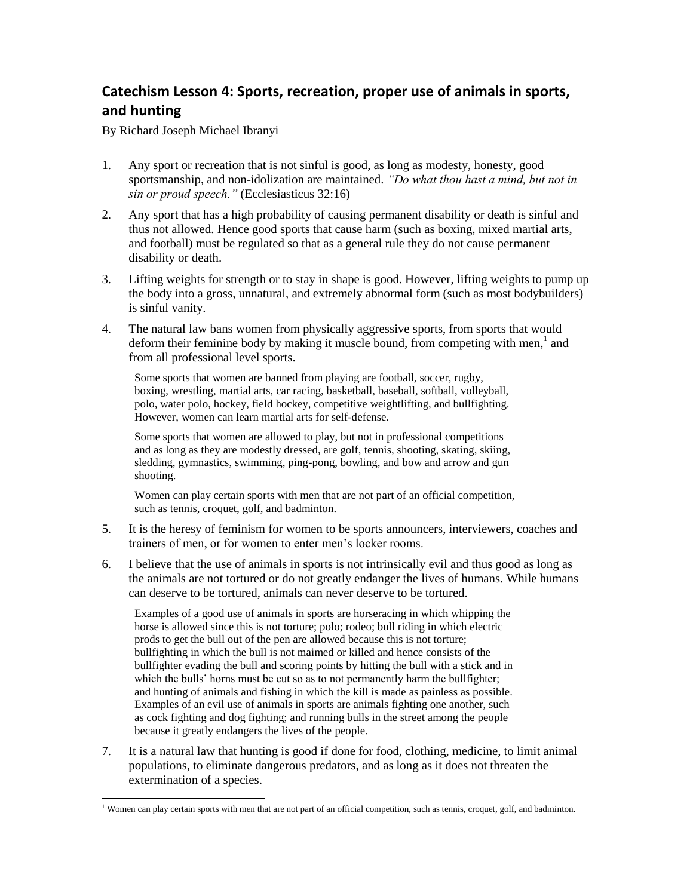## Catechism Lesson 4: Sports, recreation, proper use of animals in sports, and hunting

By Richard Joseph Michael Ibranyi

1. Any sport or recreation that is not sinful is good, as long as modesty, honesty, good sportsmanship, and non-idolization are maintained. *"Do what thou hast a mind, but not in sin or proud speech."* (Ecclesiasticus 32:16)

2. Any sport that has a high probability of causing permanent disability or death is sinful and thus not allowed. Hence good sports that cause harm (such as boxing, mixed martial arts, and football) must be regulated so that as a general rule they do not cause permanent disability or death.

3. Lifting weights for strength or to stay in shape is good. However, lifting weights to pump up the body into a gross, unnatural, and extremely abnormal form (such as most bodybuilders) is sinful vanity.

4. The natural law bans women from physically aggressive sports, from sports that would deform their feminine body by making it muscle bound, from competing with men,[1] and from all professional level sports.

   Some sports that women are banned from playing are football, soccer, rugby, boxing, wrestling, martial arts, car racing, basketball, baseball, softball, volleyball, polo, water polo, hockey, field hockey, competitive weightlifting, and bullfighting. However, women can learn martial arts for self-defense.

   Some sports that women are allowed to play, but not in professional competitions and as long as they are modestly dressed, are golf, tennis, shooting, skating, skiing, sledding, gymnastics, swimming, ping-pong, bowling, and bow and arrow and gun shooting.

   Women can play certain sports with men that are not part of an official competition, such as tennis, croquet, golf, and badminton.

5. It is the heresy of feminism for women to be sports announcers, interviewers, coaches and trainers of men, or for women to enter men's locker rooms.

6. I believe that the use of animals in sports is not intrinsically evil and thus good as long as the animals are not tortured or do not greatly endanger the lives of humans. While humans can deserve to be tortured, animals can never deserve to be tortured.

   Examples of a good use of animals in sports are horseracing in which whipping the horse is allowed since this is not torture; polo; rodeo; bull riding in which electric prods to get the bull out of the pen are allowed because this is not torture; bullfighting in which the bull is not maimed or killed and hence consists of the bullfighter evading the bull and scoring points by hitting the bull with a stick and in which the bulls' horns must be cut so as to not permanently harm the bullfighter; and hunting of animals and fishing in which the kill is made as painless as possible. Examples of an evil use of animals in sports are animals fighting one another, such as cock fighting and dog fighting; and running bulls in the street among the people because it greatly endangers the lives of the people.

7. It is a natural law that hunting is good if done for food, clothing, medicine, to limit animal populations, to eliminate dangerous predators, and as long as it does not threaten the extermination of a species.

---

[1] Women can play certain sports with men that are not part of an official competition, such as tennis, croquet, golf, and badminton.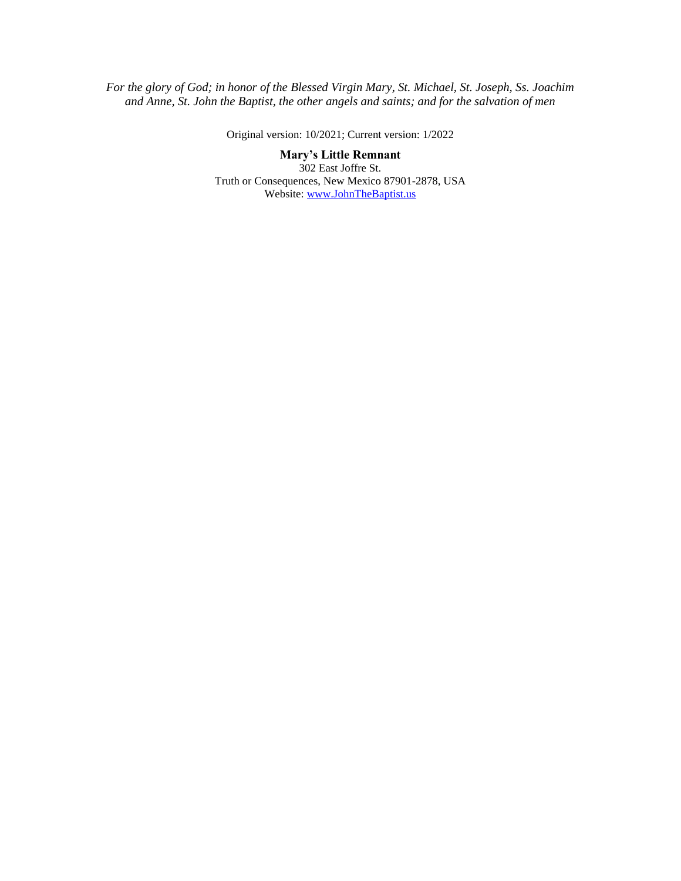*For the glory of God; in honor of the Blessed Virgin Mary, St. Michael, St. Joseph, Ss. Joachim and Anne, St. John the Baptist, the other angels and saints; and for the salvation of men*

Original version: 10/2021; Current version: 1/2022

**Mary's Little Remnant**
302 East Joffre St.
Truth or Consequences, New Mexico 87901-2878, USA
Website: [www.JohnTheBaptist.us](http://www.JohnTheBaptist.us)